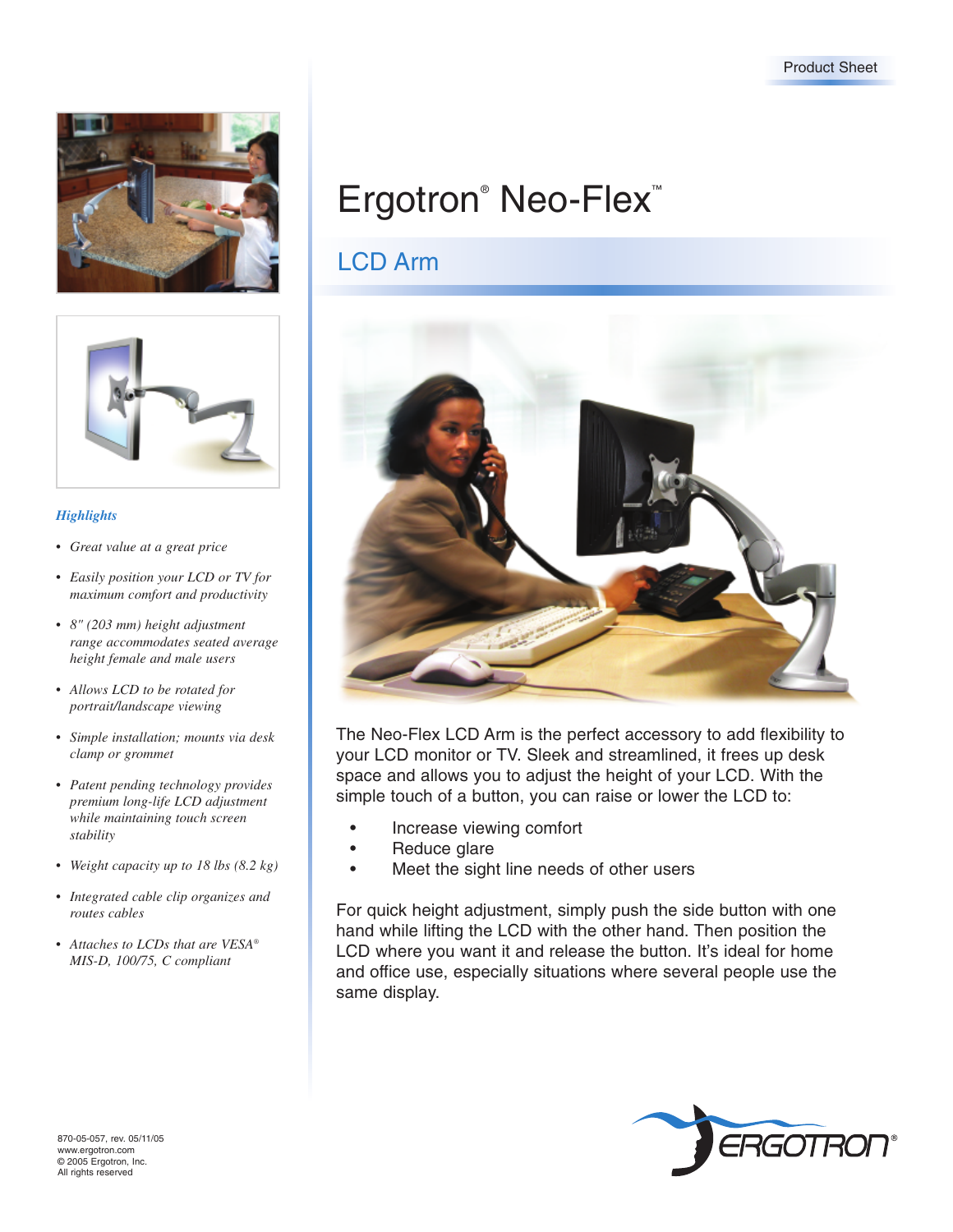Product Sheet

# Ergotron® Neo-Flex™

## LCD Arm

The Neo-Flex LCD Arm is the perfect accessory to add flexibility to your LCD monitor or TV. Sleek and streamlined, it frees up desk space and allows you to adjust the height of your LCD. With the simple touch of a button, you can raise or lower the LCD to:

- Increase viewing comfort
- Reduce glare
- Meet the sight line needs of other users

For quick height adjustment, simply push the side button with one hand while lifting the LCD with the other hand. Then position the LCD where you want it and release the button. It's ideal for home and office use, especially situations where several people use the same display.

***Highlights***

- *Great value at a great price*
- *Easily position your LCD or TV for maximum comfort and productivity*
- *8" (203 mm) height adjustment range accommodates seated average height female and male users*
- *Allows LCD to be rotated for portrait/landscape viewing*
- *Simple installation; mounts via desk clamp or grommet*
- *Patent pending technology provides premium long-life LCD adjustment while maintaining touch screen stability*
- *Weight capacity up to 18 lbs (8.2 kg)*
- *Integrated cable clip organizes and routes cables*
- *Attaches to LCDs that are VESA® MIS-D, 100/75, C compliant*

870-05-057, rev. 05/11/05
www.ergotron.com
© 2005 Ergotron, Inc.
All rights reserved

ERGOTRON®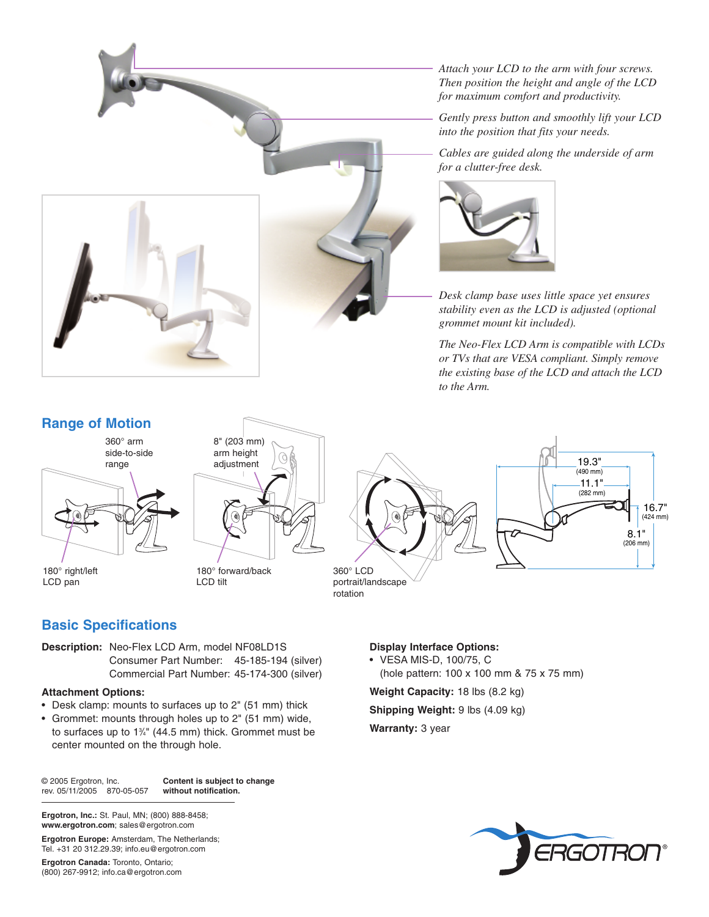*Attach your LCD to the arm with four screws. Then position the height and angle of the LCD for maximum comfort and productivity.*

*Gently press button and smoothly lift your LCD into the position that fits your needs.*

*Cables are guided along the underside of arm for a clutter-free desk.*

*Desk clamp base uses little space yet ensures stability even as the LCD is adjusted (optional grommet mount kit included).*

*The Neo-Flex LCD Arm is compatible with LCDs or TVs that are VESA compliant. Simply remove the existing base of the LCD and attach the LCD to the Arm.*

## Range of Motion

360° arm side-to-side range

180° right/left LCD pan

8" (203 mm) arm height adjustment

180° forward/back LCD tilt

360° LCD portrait/landscape rotation

19.3" (490 mm)

11.1" (282 mm)

16.7" (424 mm)

8.1" (206 mm)

## Basic Specifications

**Description:** Neo-Flex LCD Arm, model NF08LD1S
Consumer Part Number: 45-185-194 (silver)
Commercial Part Number: 45-174-300 (silver)

**Attachment Options:**

- Desk clamp: mounts to surfaces up to 2" (51 mm) thick
- Grommet: mounts through holes up to 2" (51 mm) wide, to surfaces up to 1¾" (44.5 mm) thick. Grommet must be center mounted on the through hole.

**Display Interface Options:**

- VESA MIS-D, 100/75, C (hole pattern: 100 x 100 mm & 75 x 75 mm)

**Weight Capacity:** 18 lbs (8.2 kg)

**Shipping Weight:** 9 lbs (4.09 kg)

**Warranty:** 3 year

© 2005 Ergotron, Inc.
rev. 05/11/2005 870-05-057

**Content is subject to change without notification.**

**Ergotron, Inc.:** St. Paul, MN; (800) 888-8458;
**www.ergotron.com**; sales@ergotron.com

**Ergotron Europe:** Amsterdam, The Netherlands;
Tel. +31 20 312.29.39; info.eu@ergotron.com

**Ergotron Canada:** Toronto, Ontario;
(800) 267-9912; info.ca@ergotron.com

ERGOTRON®